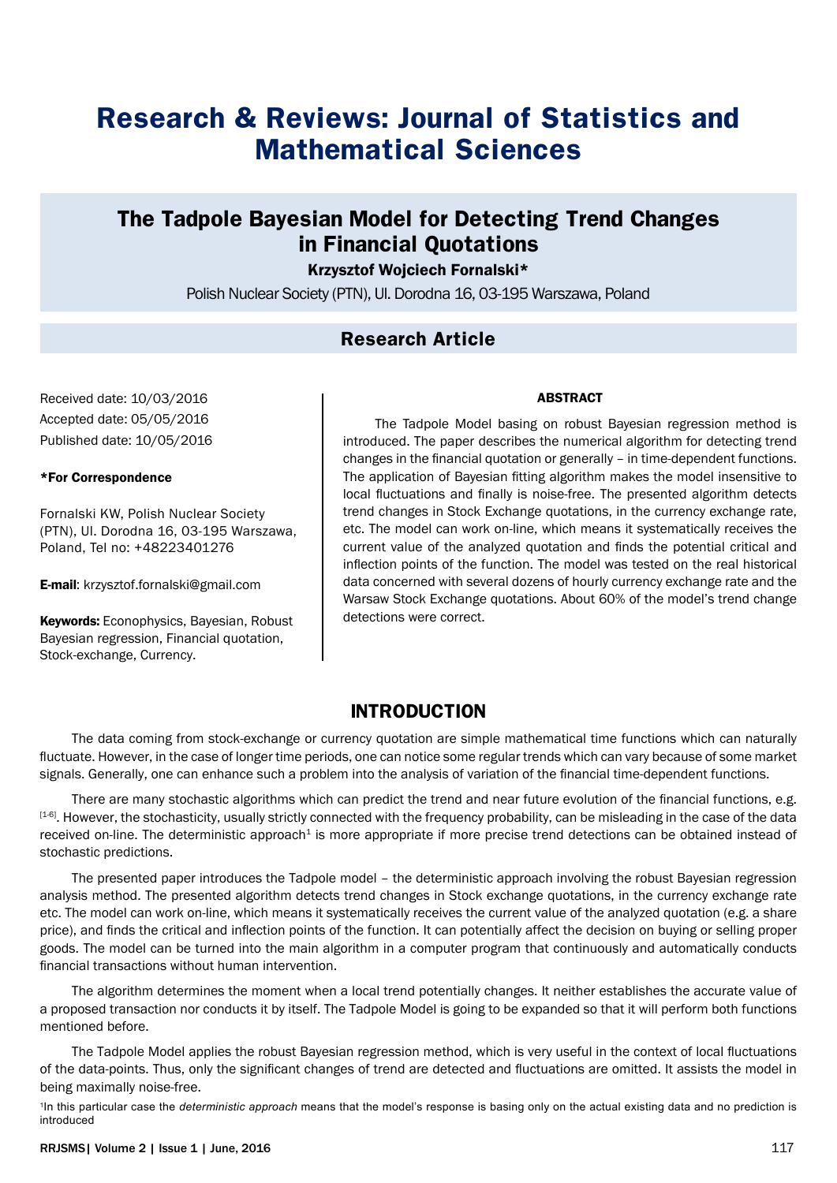# Research & Reviews: Journal of Statistics and Mathematical Sciences

## The Tadpole Bayesian Model for Detecting Trend Changes in Financial Quotations

**Krzysztof Wojciech Fornalski***

Polish Nuclear Society (PTN), Ul. Dorodna 16, 03-195 Warszawa, Poland

### Research Article

Received date: 10/03/2016

Accepted date: 05/05/2016

Published date: 10/05/2016

**\*For Correspondence**

Fornalski KW, Polish Nuclear Society (PTN), Ul. Dorodna 16, 03-195 Warszawa, Poland, Tel no: +48223401276

**E-mail**: krzysztof.fornalski@gmail.com

**Keywords:** Econophysics, Bayesian, Robust Bayesian regression, Financial quotation, Stock-exchange, Currency.

**ABSTRACT**

The Tadpole Model basing on robust Bayesian regression method is introduced. The paper describes the numerical algorithm for detecting trend changes in the financial quotation or generally – in time-dependent functions. The application of Bayesian fitting algorithm makes the model insensitive to local fluctuations and finally is noise-free. The presented algorithm detects trend changes in Stock Exchange quotations, in the currency exchange rate, etc. The model can work on-line, which means it systematically receives the current value of the analyzed quotation and finds the potential critical and inflection points of the function. The model was tested on the real historical data concerned with several dozens of hourly currency exchange rate and the Warsaw Stock Exchange quotations. About 60% of the model's trend change detections were correct.

## INTRODUCTION

The data coming from stock-exchange or currency quotation are simple mathematical time functions which can naturally fluctuate. However, in the case of longer time periods, one can notice some regular trends which can vary because of some market signals. Generally, one can enhance such a problem into the analysis of variation of the financial time-dependent functions.

There are many stochastic algorithms which can predict the trend and near future evolution of the financial functions, e.g. [1-6]. However, the stochasticity, usually strictly connected with the frequency probability, can be misleading in the case of the data received on-line. The deterministic approach[1] is more appropriate if more precise trend detections can be obtained instead of stochastic predictions.

The presented paper introduces the Tadpole model – the deterministic approach involving the robust Bayesian regression analysis method. The presented algorithm detects trend changes in Stock exchange quotations, in the currency exchange rate etc. The model can work on-line, which means it systematically receives the current value of the analyzed quotation (e.g. a share price), and finds the critical and inflection points of the function. It can potentially affect the decision on buying or selling proper goods. The model can be turned into the main algorithm in a computer program that continuously and automatically conducts financial transactions without human intervention.

The algorithm determines the moment when a local trend potentially changes. It neither establishes the accurate value of a proposed transaction nor conducts it by itself. The Tadpole Model is going to be expanded so that it will perform both functions mentioned before.

The Tadpole Model applies the robust Bayesian regression method, which is very useful in the context of local fluctuations of the data-points. Thus, only the significant changes of trend are detected and fluctuations are omitted. It assists the model in being maximally noise-free.

[1]In this particular case the *deterministic approach* means that the model's response is basing only on the actual existing data and no prediction is introduced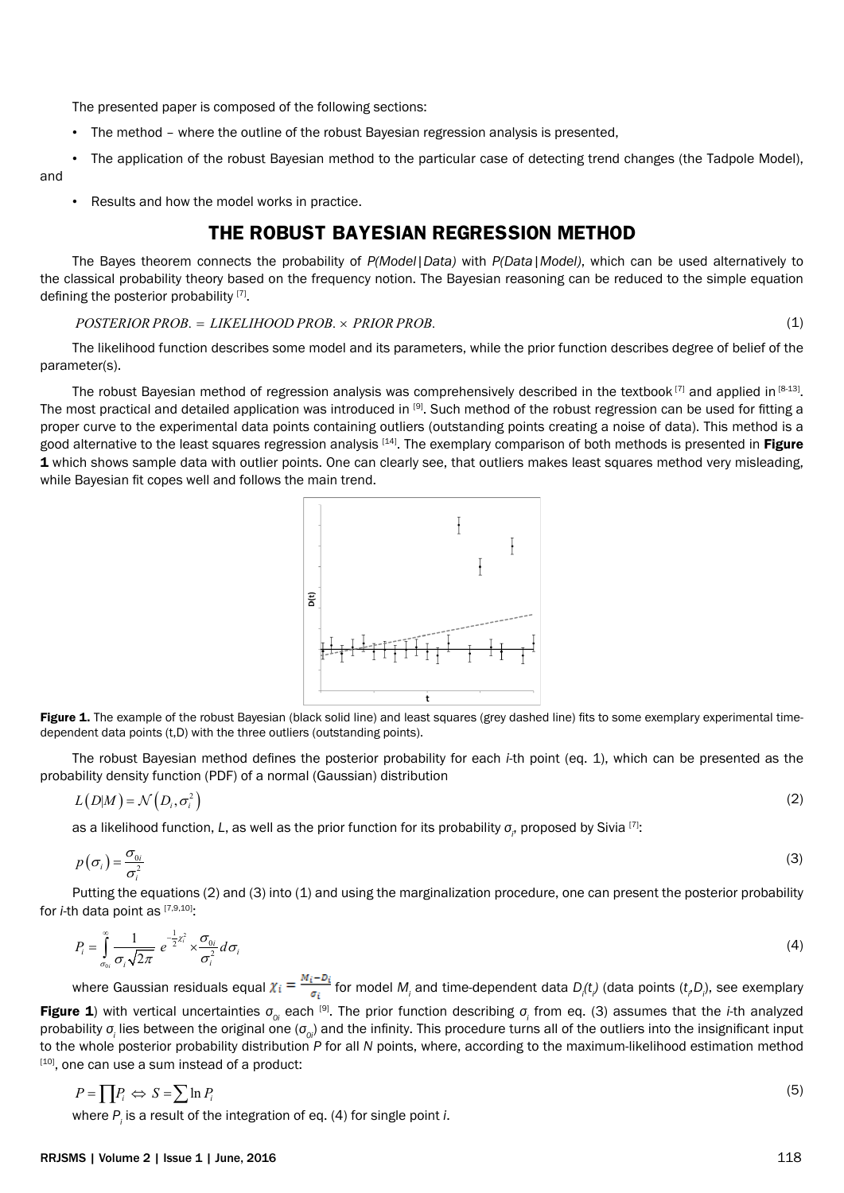The presented paper is composed of the following sections:

- The method – where the outline of the robust Bayesian regression analysis is presented,
- The application of the robust Bayesian method to the particular case of detecting trend changes (the Tadpole Model), and
- Results and how the model works in practice.

## THE ROBUST BAYESIAN REGRESSION METHOD

The Bayes theorem connects the probability of *P(Model|Data)* with *P(Data|Model)*, which can be used alternatively to the classical probability theory based on the frequency notion. The Bayesian reasoning can be reduced to the simple equation defining the posterior probability [7].

$$POSTERIOR\ PROB. = LIKELIHOOD\ PROB. \times PRIOR\ PROB. \tag{1}$$

The likelihood function describes some model and its parameters, while the prior function describes degree of belief of the parameter(s).

The robust Bayesian method of regression analysis was comprehensively described in the textbook [7] and applied in [8-13]. The most practical and detailed application was introduced in [9]. Such method of the robust regression can be used for fitting a proper curve to the experimental data points containing outliers (outstanding points creating a noise of data). This method is a good alternative to the least squares regression analysis [14]. The exemplary comparison of both methods is presented in **Figure 1** which shows sample data with outlier points. One can clearly see, that outliers makes least squares method very misleading, while Bayesian fit copes well and follows the main trend.

**Figure 1.** The example of the robust Bayesian (black solid line) and least squares (grey dashed line) fits to some exemplary experimental time-dependent data points (t,D) with the three outliers (outstanding points).

The robust Bayesian method defines the posterior probability for each *i*-th point (eq. 1), which can be presented as the probability density function (PDF) of a normal (Gaussian) distribution

$$L(D|M) = \mathcal{N}\left(D_i, \sigma_i^2\right) \tag{2}$$

as a likelihood function, *L*, as well as the prior function for its probability $\sigma_i$, proposed by Sivia [7]:

$$p(\sigma_i) = \frac{\sigma_{0i}}{\sigma_i^2} \tag{3}$$

Putting the equations (2) and (3) into (1) and using the marginalization procedure, one can present the posterior probability for *i*-th data point as [7,9,10]:

$$P_i = \int_{\sigma_{0i}}^{\infty} \frac{1}{\sigma_i \sqrt{2\pi}} e^{-\frac{1}{2}\chi_i^2} \times \frac{\sigma_{0i}}{\sigma_i^2} d\sigma_i \tag{4}$$

where Gaussian residuals equal $\chi_i = \frac{M_i - D_i}{\sigma_i}$ for model $M_i$ and time-dependent data $D_i(t_i)$ (data points $(t_i, D_i)$, see exemplary **Figure 1**) with vertical uncertainties $\sigma_{0i}$ each [9]. The prior function describing $\sigma_i$ from eq. (3) assumes that the *i*-th analyzed probability $\sigma_i$ lies between the original one ($\sigma_{0i}$) and the infinity. This procedure turns all of the outliers into the insignificant input to the whole posterior probability distribution *P* for all *N* points, where, according to the maximum-likelihood estimation method [10], one can use a sum instead of a product:

$$P = \prod P_i \Leftrightarrow S = \sum \ln P_i \tag{5}$$

where $P_i$ is a result of the integration of eq. (4) for single point *i*.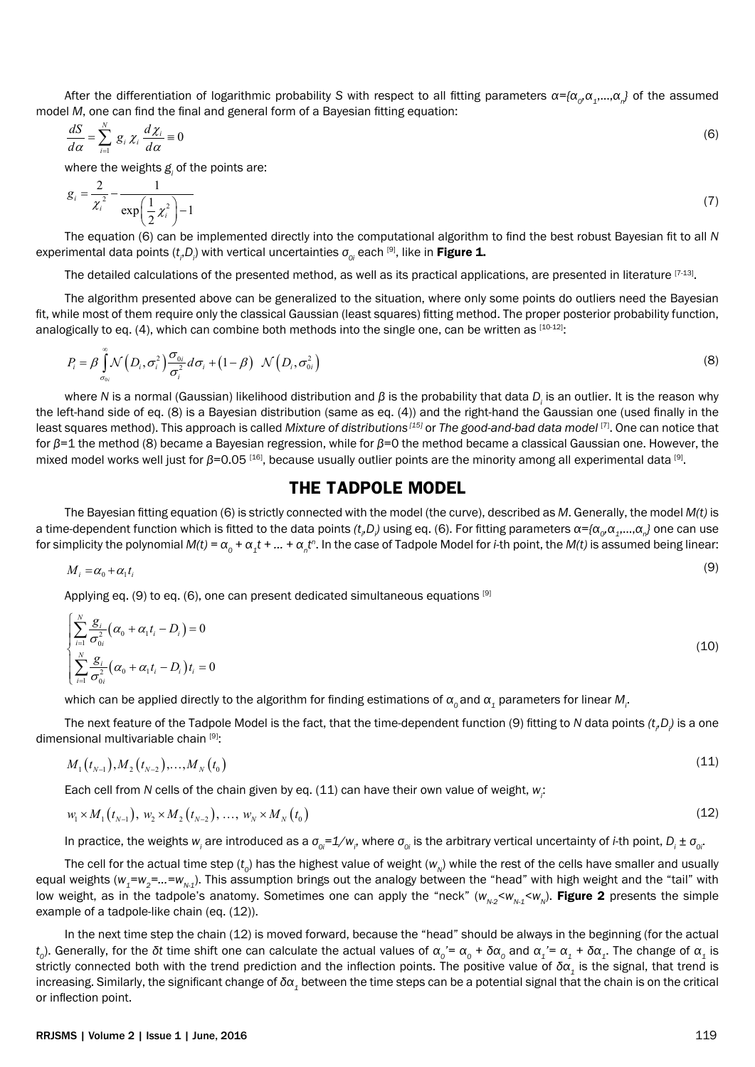After the differentiation of logarithmic probability *S* with respect to all fitting parameters $\alpha=\{\alpha_0,\alpha_1,\ldots,\alpha_n\}$ of the assumed model *M*, one can find the final and general form of a Bayesian fitting equation:

$$\frac{dS}{d\alpha}=\sum_{i=1}^{N} g_i\,\chi_i\,\frac{d\chi_i}{d\alpha}\equiv 0 \tag{6}$$

where the weights $g_i$ of the points are:

$$g_i=\frac{2}{\chi_i^2}-\frac{1}{\exp\left(\frac{1}{2}\chi_i^2\right)-1} \tag{7}$$

The equation (6) can be implemented directly into the computational algorithm to find the best robust Bayesian fit to all *N* experimental data points $(t_i,D_i)$ with vertical uncertainties $\sigma_{0i}$ each [9], like in **Figure 1.**

The detailed calculations of the presented method, as well as its practical applications, are presented in literature [7-13].

The algorithm presented above can be generalized to the situation, where only some points do outliers need the Bayesian fit, while most of them require only the classical Gaussian (least squares) fitting method. The proper posterior probability function, analogically to eq. (4), which can combine both methods into the single one, can be written as [10-12]:

$$P_i=\beta\int_{\sigma_{0i}}^{\infty}\mathcal{N}\left(D_i,\sigma_i^2\right)\frac{\sigma_{0i}}{\sigma_i^2}d\sigma_i+\left(1-\beta\right)\ \mathcal{N}\left(D_i,\sigma_{0i}^2\right) \tag{8}$$

where *N* is a normal (Gaussian) likelihood distribution and *β* is the probability that data $D_i$ is an outlier. It is the reason why the left-hand side of eq. (8) is a Bayesian distribution (same as eq. (4)) and the right-hand the Gaussian one (used finally in the least squares method). This approach is called *Mixture of distributions* [15] or *The good-and-bad data model* [7]. One can notice that for $\beta=1$ the method (8) became a Bayesian regression, while for $\beta=0$ the method became a classical Gaussian one. However, the mixed model works well just for $\beta=0.05$ [16], because usually outlier points are the minority among all experimental data [9].

## THE TADPOLE MODEL

The Bayesian fitting equation (6) is strictly connected with the model (the curve), described as *M*. Generally, the model *M(t)* is a time-dependent function which is fitted to the data points $(t_i,D_i)$ using eq. (6). For fitting parameters $\alpha=\{\alpha_0,\alpha_1,\ldots,\alpha_n\}$ one can use for simplicity the polynomial $M(t)=\alpha_0+\alpha_1 t+\ldots+\alpha_n t^n$. In the case of Tadpole Model for *i*-th point, the *M(t)* is assumed being linear:

$$M_i=\alpha_0+\alpha_1 t_i \tag{9}$$

Applying eq. (9) to eq. (6), one can present dedicated simultaneous equations [9]

$$\begin{cases}\sum_{i=1}^{N}\frac{g_i}{\sigma_{0i}^2}\left(\alpha_0+\alpha_1 t_i-D_i\right)=0\\ \sum_{i=1}^{N}\frac{g_i}{\sigma_{0i}^2}\left(\alpha_0+\alpha_1 t_i-D_i\right)t_i=0\end{cases} \tag{10}$$

which can be applied directly to the algorithm for finding estimations of $\alpha_0$ and $\alpha_1$ parameters for linear $M_i$.

The next feature of the Tadpole Model is the fact, that the time-dependent function (9) fitting to *N* data points $(t_i,D_i)$ is a one dimensional multivariable chain [9]:

$$M_1\left(t_{N-1}\right),M_2\left(t_{N-2}\right),\ldots,M_N\left(t_0\right) \tag{11}$$

Each cell from *N* cells of the chain given by eq. (11) can have their own value of weight, $w_i$:

$$w_1\times M_1\left(t_{N-1}\right),\ w_2\times M_2\left(t_{N-2}\right),\ \ldots,\ w_N\times M_N\left(t_0\right) \tag{12}$$

In practice, the weights $w_i$ are introduced as a $\sigma_{0i}=1/w_i$, where $\sigma_{0i}$ is the arbitrary vertical uncertainty of *i*-th point, $D_i\pm\sigma_{0i}$.

The cell for the actual time step ($t_0$) has the highest value of weight ($w_N$) while the rest of the cells have smaller and usually equal weights ($w_1=w_2=\ldots=w_{N-1}$). This assumption brings out the analogy between the "head" with high weight and the "tail" with low weight, as in the tadpole's anatomy. Sometimes one can apply the "neck" ($w_{N-2}<w_{N-1}<w_N$). **Figure 2** presents the simple example of a tadpole-like chain (eq. (12)).

In the next time step the chain (12) is moved forward, because the "head" should be always in the beginning (for the actual $t_0$). Generally, for the $\delta t$ time shift one can calculate the actual values of $\alpha_0'=\alpha_0+\delta\alpha_0$ and $\alpha_1'=\alpha_1+\delta\alpha_1$. The change of $\alpha_1$ is strictly connected both with the trend prediction and the inflection points. The positive value of $\delta\alpha_1$ is the signal, that trend is increasing. Similarly, the significant change of $\delta\alpha_1$ between the time steps can be a potential signal that the chain is on the critical or inflection point.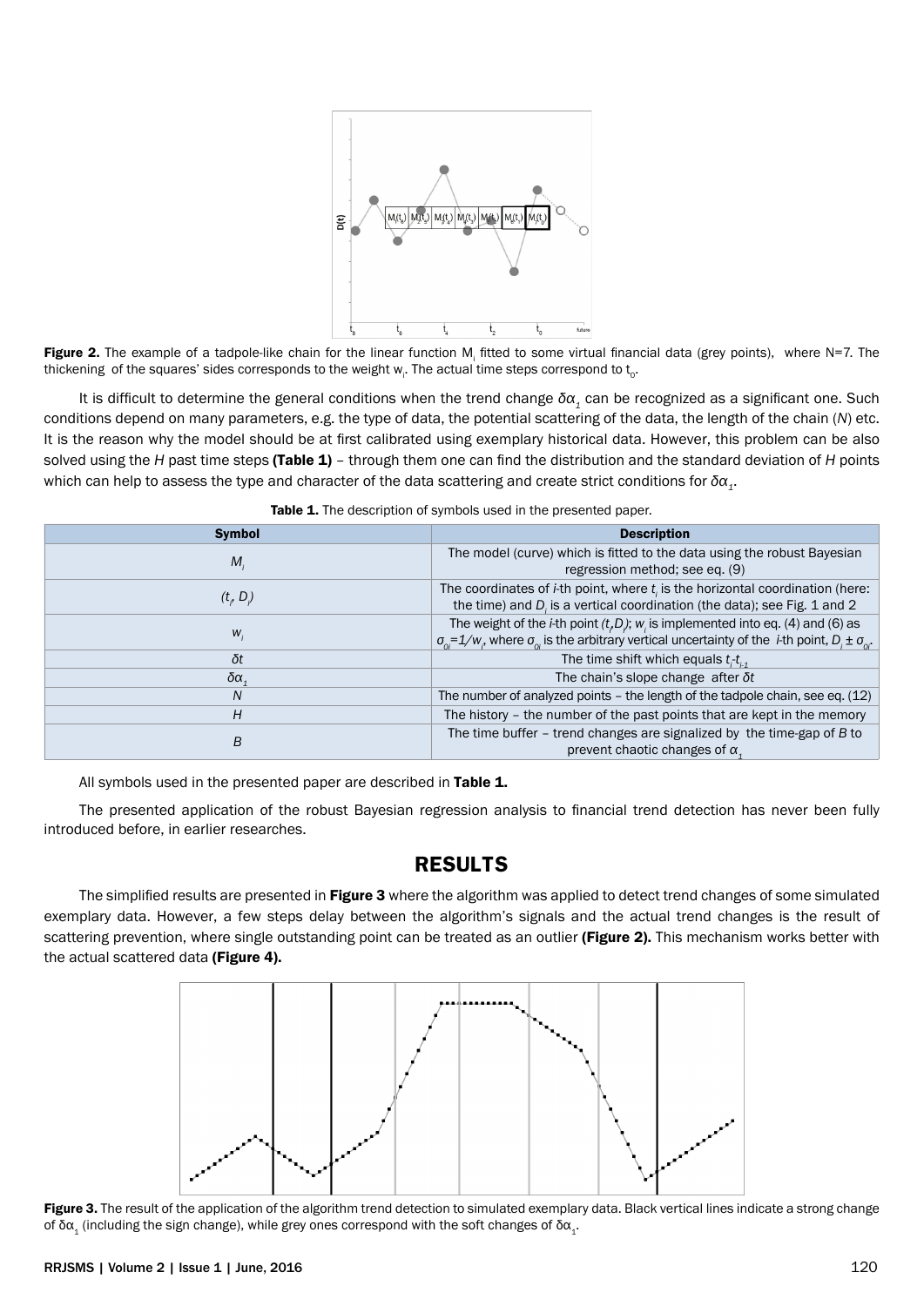Figure 2. The example of a tadpole-like chain for the linear function $M_i$ fitted to some virtual financial data (grey points), where N=7. The thickening of the squares' sides corresponds to the weight $w_i$. The actual time steps correspond to $t_0$.

It is difficult to determine the general conditions when the trend change $\delta\alpha_1$ can be recognized as a significant one. Such conditions depend on many parameters, e.g. the type of data, the potential scattering of the data, the length of the chain (*N*) etc. It is the reason why the model should be at first calibrated using exemplary historical data. However, this problem can be also solved using the *H* past time steps **(Table 1)** – through them one can find the distribution and the standard deviation of *H* points which can help to assess the type and character of the data scattering and create strict conditions for $\delta\alpha_1$.

**Table 1.** The description of symbols used in the presented paper.

| Symbol | Description |
|---|---|
| $M_i$ | The model (curve) which is fitted to the data using the robust Bayesian regression method; see eq. (9) |
| $(t_i, D_i)$ | The coordinates of *i*-th point, where $t_i$ is the horizontal coordination (here: the time) and $D_i$ is a vertical coordination (the data); see Fig. 1 and 2 |
| $w_i$ | The weight of the *i*-th point $(t_i,D_i)$; $w_i$ is implemented into eq. (4) and (6) as $\sigma_{0i}=1/w_i$, where $\sigma_{0i}$ is the arbitrary vertical uncertainty of the *i*-th point, $D_i \pm \sigma_{0i}$. |
| $\delta t$ | The time shift which equals $t_i$-$t_{i-1}$ |
| $\delta\alpha_1$ | The chain's slope change after $\delta t$ |
| $N$ | The number of analyzed points – the length of the tadpole chain, see eq. (12) |
| $H$ | The history – the number of the past points that are kept in the memory |
| $B$ | The time buffer – trend changes are signalized by the time-gap of *B* to prevent chaotic changes of $\alpha_1$ |

All symbols used in the presented paper are described in **Table 1.**

The presented application of the robust Bayesian regression analysis to financial trend detection has never been fully introduced before, in earlier researches.

## RESULTS

The simplified results are presented in **Figure 3** where the algorithm was applied to detect trend changes of some simulated exemplary data. However, a few steps delay between the algorithm's signals and the actual trend changes is the result of scattering prevention, where single outstanding point can be treated as an outlier **(Figure 2).** This mechanism works better with the actual scattered data **(Figure 4).**

**Figure 3.** The result of the application of the algorithm trend detection to simulated exemplary data. Black vertical lines indicate a strong change of $\delta\alpha_1$ (including the sign change), while grey ones correspond with the soft changes of $\delta\alpha_1$.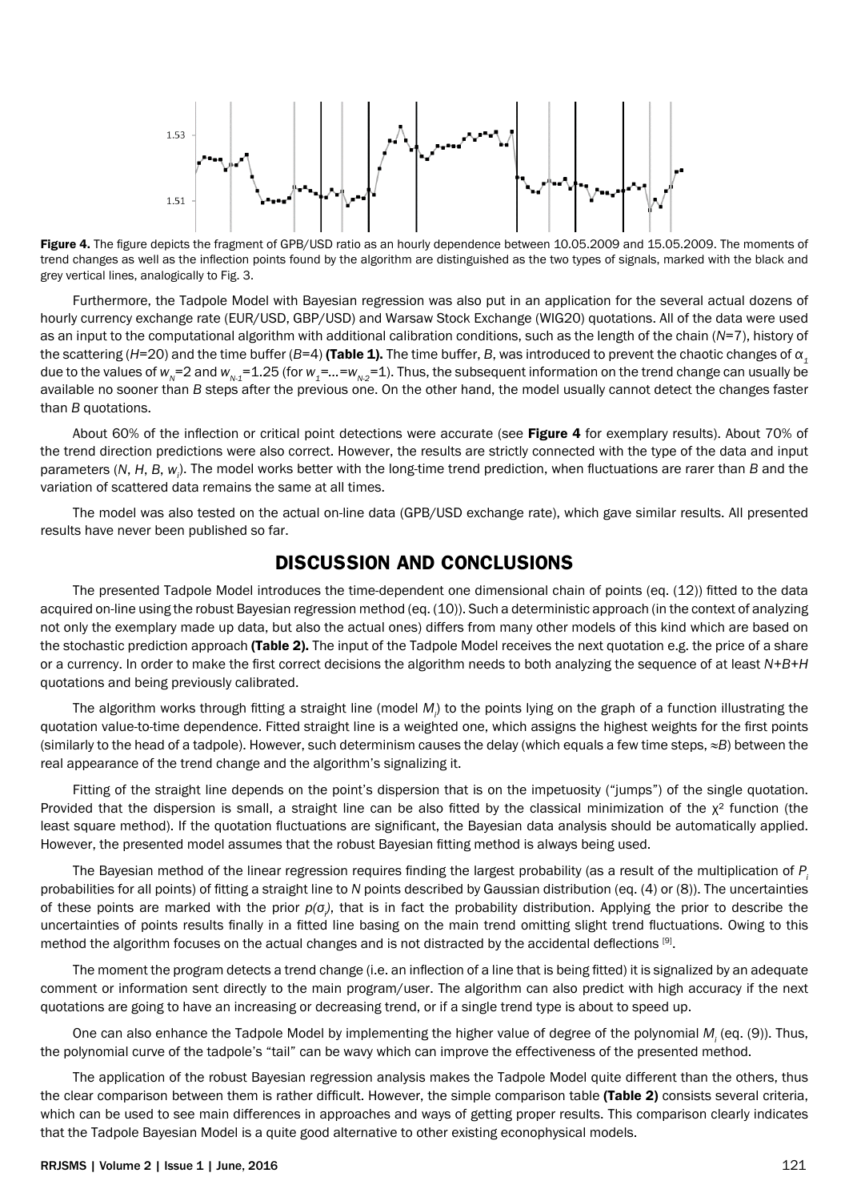**Figure 4.** The figure depicts the fragment of GPB/USD ratio as an hourly dependence between 10.05.2009 and 15.05.2009. The moments of trend changes as well as the inflection points found by the algorithm are distinguished as the two types of signals, marked with the black and grey vertical lines, analogically to Fig. 3.

Furthermore, the Tadpole Model with Bayesian regression was also put in an application for the several actual dozens of hourly currency exchange rate (EUR/USD, GBP/USD) and Warsaw Stock Exchange (WIG20) quotations. All of the data were used as an input to the computational algorithm with additional calibration conditions, such as the length of the chain ($N$=7), history of the scattering ($H$=20) and the time buffer ($B$=4) **(Table 1).** The time buffer, $B$, was introduced to prevent the chaotic changes of $\alpha_1$ due to the values of $w_N$=2 and $w_{N-1}$=1.25 (for $w_1$=...=$w_{N-2}$=1). Thus, the subsequent information on the trend change can usually be available no sooner than $B$ steps after the previous one. On the other hand, the model usually cannot detect the changes faster than $B$ quotations.

About 60% of the inflection or critical point detections were accurate (see **Figure 4** for exemplary results). About 70% of the trend direction predictions were also correct. However, the results are strictly connected with the type of the data and input parameters ($N$, $H$, $B$, $w_i$). The model works better with the long-time trend prediction, when fluctuations are rarer than $B$ and the variation of scattered data remains the same at all times.

The model was also tested on the actual on-line data (GPB/USD exchange rate), which gave similar results. All presented results have never been published so far.

## DISCUSSION AND CONCLUSIONS

The presented Tadpole Model introduces the time-dependent one dimensional chain of points (eq. (12)) fitted to the data acquired on-line using the robust Bayesian regression method (eq. (10)). Such a deterministic approach (in the context of analyzing not only the exemplary made up data, but also the actual ones) differs from many other models of this kind which are based on the stochastic prediction approach **(Table 2).** The input of the Tadpole Model receives the next quotation e.g. the price of a share or a currency. In order to make the first correct decisions the algorithm needs to both analyzing the sequence of at least $N$+$B$+$H$ quotations and being previously calibrated.

The algorithm works through fitting a straight line (model $M_i$) to the points lying on the graph of a function illustrating the quotation value-to-time dependence. Fitted straight line is a weighted one, which assigns the highest weights for the first points (similarly to the head of a tadpole). However, such determinism causes the delay (which equals a few time steps, ≈$B$) between the real appearance of the trend change and the algorithm's signalizing it.

Fitting of the straight line depends on the point's dispersion that is on the impetuosity ("jumps") of the single quotation. Provided that the dispersion is small, a straight line can be also fitted by the classical minimization of the $\chi^2$ function (the least square method). If the quotation fluctuations are significant, the Bayesian data analysis should be automatically applied. However, the presented model assumes that the robust Bayesian fitting method is always being used.

The Bayesian method of the linear regression requires finding the largest probability (as a result of the multiplication of $P_i$ probabilities for all points) of fitting a straight line to $N$ points described by Gaussian distribution (eq. (4) or (8)). The uncertainties of these points are marked with the prior $p(\sigma_i)$, that is in fact the probability distribution. Applying the prior to describe the uncertainties of points results finally in a fitted line basing on the main trend omitting slight trend fluctuations. Owing to this method the algorithm focuses on the actual changes and is not distracted by the accidental deflections [9].

The moment the program detects a trend change (i.e. an inflection of a line that is being fitted) it is signalized by an adequate comment or information sent directly to the main program/user. The algorithm can also predict with high accuracy if the next quotations are going to have an increasing or decreasing trend, or if a single trend type is about to speed up.

One can also enhance the Tadpole Model by implementing the higher value of degree of the polynomial $M_i$ (eq. (9)). Thus, the polynomial curve of the tadpole's "tail" can be wavy which can improve the effectiveness of the presented method.

The application of the robust Bayesian regression analysis makes the Tadpole Model quite different than the others, thus the clear comparison between them is rather difficult. However, the simple comparison table **(Table 2)** consists several criteria, which can be used to see main differences in approaches and ways of getting proper results. This comparison clearly indicates that the Tadpole Bayesian Model is a quite good alternative to other existing econophysical models.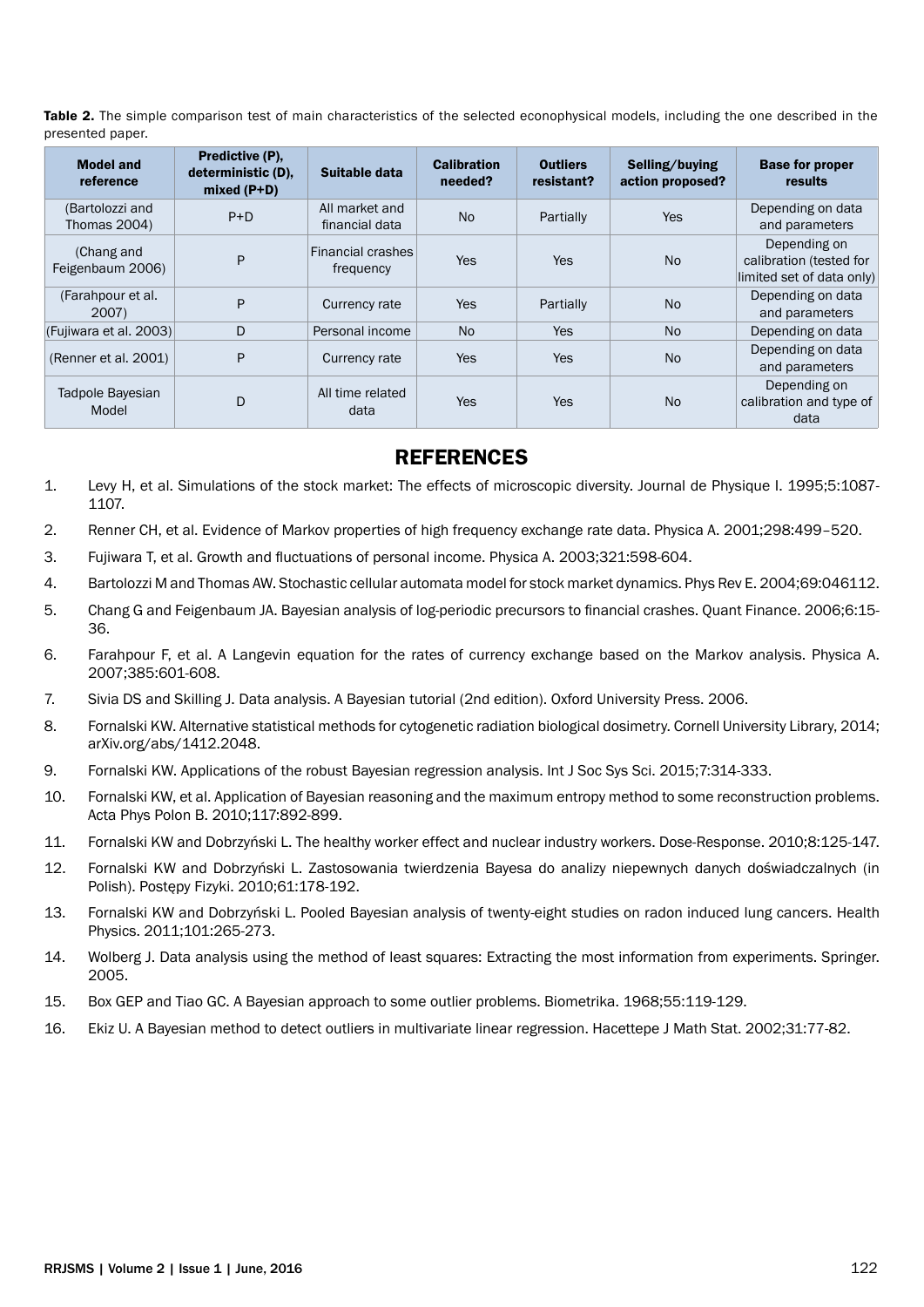**Table 2.** The simple comparison test of main characteristics of the selected econophysical models, including the one described in the presented paper.

| Model and reference | Predictive (P), deterministic (D), mixed (P+D) | Suitable data | Calibration needed? | Outliers resistant? | Selling/buying action proposed? | Base for proper results |
|---|---|---|---|---|---|---|
| (Bartolozzi and Thomas 2004) | P+D | All market and financial data | No | Partially | Yes | Depending on data and parameters |
| (Chang and Feigenbaum 2006) | P | Financial crashes frequency | Yes | Yes | No | Depending on calibration (tested for limited set of data only) |
| (Farahpour et al. 2007) | P | Currency rate | Yes | Partially | No | Depending on data and parameters |
| (Fujiwara et al. 2003) | D | Personal income | No | Yes | No | Depending on data |
| (Renner et al. 2001) | P | Currency rate | Yes | Yes | No | Depending on data and parameters |
| Tadpole Bayesian Model | D | All time related data | Yes | Yes | No | Depending on calibration and type of data |

## REFERENCES

1. Levy H, et al. Simulations of the stock market: The effects of microscopic diversity. Journal de Physique I. 1995;5:1087-1107.
2. Renner CH, et al. Evidence of Markov properties of high frequency exchange rate data. Physica A. 2001;298:499–520.
3. Fujiwara T, et al. Growth and fluctuations of personal income. Physica A. 2003;321:598-604.
4. Bartolozzi M and Thomas AW. Stochastic cellular automata model for stock market dynamics. Phys Rev E. 2004;69:046112.
5. Chang G and Feigenbaum JA. Bayesian analysis of log-periodic precursors to financial crashes. Quant Finance. 2006;6:15-36.
6. Farahpour F, et al. A Langevin equation for the rates of currency exchange based on the Markov analysis. Physica A. 2007;385:601-608.
7. Sivia DS and Skilling J. Data analysis. A Bayesian tutorial (2nd edition). Oxford University Press. 2006.
8. Fornalski KW. Alternative statistical methods for cytogenetic radiation biological dosimetry. Cornell University Library, 2014; arXiv.org/abs/1412.2048.
9. Fornalski KW. Applications of the robust Bayesian regression analysis. Int J Soc Sys Sci. 2015;7:314-333.
10. Fornalski KW, et al. Application of Bayesian reasoning and the maximum entropy method to some reconstruction problems. Acta Phys Polon B. 2010;117:892-899.
11. Fornalski KW and Dobrzyński L. The healthy worker effect and nuclear industry workers. Dose-Response. 2010;8:125-147.
12. Fornalski KW and Dobrzyński L. Zastosowania twierdzenia Bayesa do analizy niepewnych danych doświadczalnych (in Polish). Postępy Fizyki. 2010;61:178-192.
13. Fornalski KW and Dobrzyński L. Pooled Bayesian analysis of twenty-eight studies on radon induced lung cancers. Health Physics. 2011;101:265-273.
14. Wolberg J. Data analysis using the method of least squares: Extracting the most information from experiments. Springer. 2005.
15. Box GEP and Tiao GC. A Bayesian approach to some outlier problems. Biometrika. 1968;55:119-129.
16. Ekiz U. A Bayesian method to detect outliers in multivariate linear regression. Hacettepe J Math Stat. 2002;31:77-82.